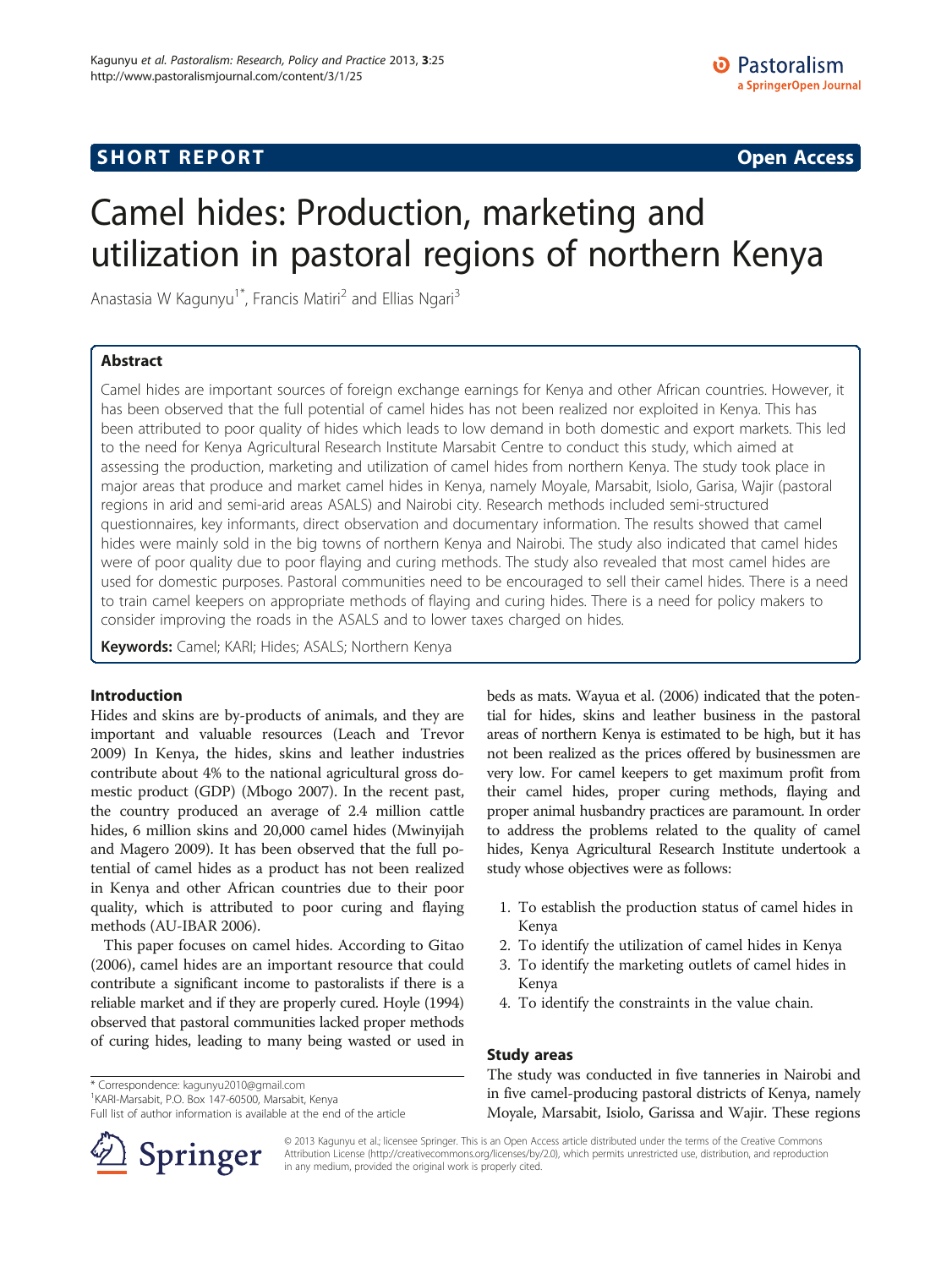SHORT REPORT

Open Access

# Camel hides: Production, marketing and utilization in pastoral regions of northern Kenya

Anastasia W Kagunyu[1*], Francis Matiri[2] and Ellias Ngari[3]

## Abstract

Camel hides are important sources of foreign exchange earnings for Kenya and other African countries. However, it has been observed that the full potential of camel hides has not been realized nor exploited in Kenya. This has been attributed to poor quality of hides which leads to low demand in both domestic and export markets. This led to the need for Kenya Agricultural Research Institute Marsabit Centre to conduct this study, which aimed at assessing the production, marketing and utilization of camel hides from northern Kenya. The study took place in major areas that produce and market camel hides in Kenya, namely Moyale, Marsabit, Isiolo, Garisa, Wajir (pastoral regions in arid and semi-arid areas ASALS) and Nairobi city. Research methods included semi-structured questionnaires, key informants, direct observation and documentary information. The results showed that camel hides were mainly sold in the big towns of northern Kenya and Nairobi. The study also indicated that camel hides were of poor quality due to poor flaying and curing methods. The study also revealed that most camel hides are used for domestic purposes. Pastoral communities need to be encouraged to sell their camel hides. There is a need to train camel keepers on appropriate methods of flaying and curing hides. There is a need for policy makers to consider improving the roads in the ASALS and to lower taxes charged on hides.

**Keywords:** Camel; KARI; Hides; ASALS; Northern Kenya

## Introduction

Hides and skins are by-products of animals, and they are important and valuable resources (Leach and Trevor 2009) In Kenya, the hides, skins and leather industries contribute about 4% to the national agricultural gross domestic product (GDP) (Mbogo 2007). In the recent past, the country produced an average of 2.4 million cattle hides, 6 million skins and 20,000 camel hides (Mwinyijah and Magero 2009). It has been observed that the full potential of camel hides as a product has not been realized in Kenya and other African countries due to their poor quality, which is attributed to poor curing and flaying methods (AU-IBAR 2006).

This paper focuses on camel hides. According to Gitao (2006), camel hides are an important resource that could contribute a significant income to pastoralists if there is a reliable market and if they are properly cured. Hoyle (1994) observed that pastoral communities lacked proper methods of curing hides, leading to many being wasted or used in beds as mats. Wayua et al. (2006) indicated that the potential for hides, skins and leather business in the pastoral areas of northern Kenya is estimated to be high, but it has not been realized as the prices offered by businessmen are very low. For camel keepers to get maximum profit from their camel hides, proper curing methods, flaying and proper animal husbandry practices are paramount. In order to address the problems related to the quality of camel hides, Kenya Agricultural Research Institute undertook a study whose objectives were as follows:

1. To establish the production status of camel hides in Kenya
2. To identify the utilization of camel hides in Kenya
3. To identify the marketing outlets of camel hides in Kenya
4. To identify the constraints in the value chain.

## Study areas

The study was conducted in five tanneries in Nairobi and in five camel-producing pastoral districts of Kenya, namely Moyale, Marsabit, Isiolo, Garissa and Wajir. These regions

* Correspondence: kagunyu2010@gmail.com
[1]KARI-Marsabit, P.O. Box 147-60500, Marsabit, Kenya
Full list of author information is available at the end of the article

© 2013 Kagunyu et al.; licensee Springer. This is an Open Access article distributed under the terms of the Creative Commons Attribution License (http://creativecommons.org/licenses/by/2.0), which permits unrestricted use, distribution, and reproduction in any medium, provided the original work is properly cited.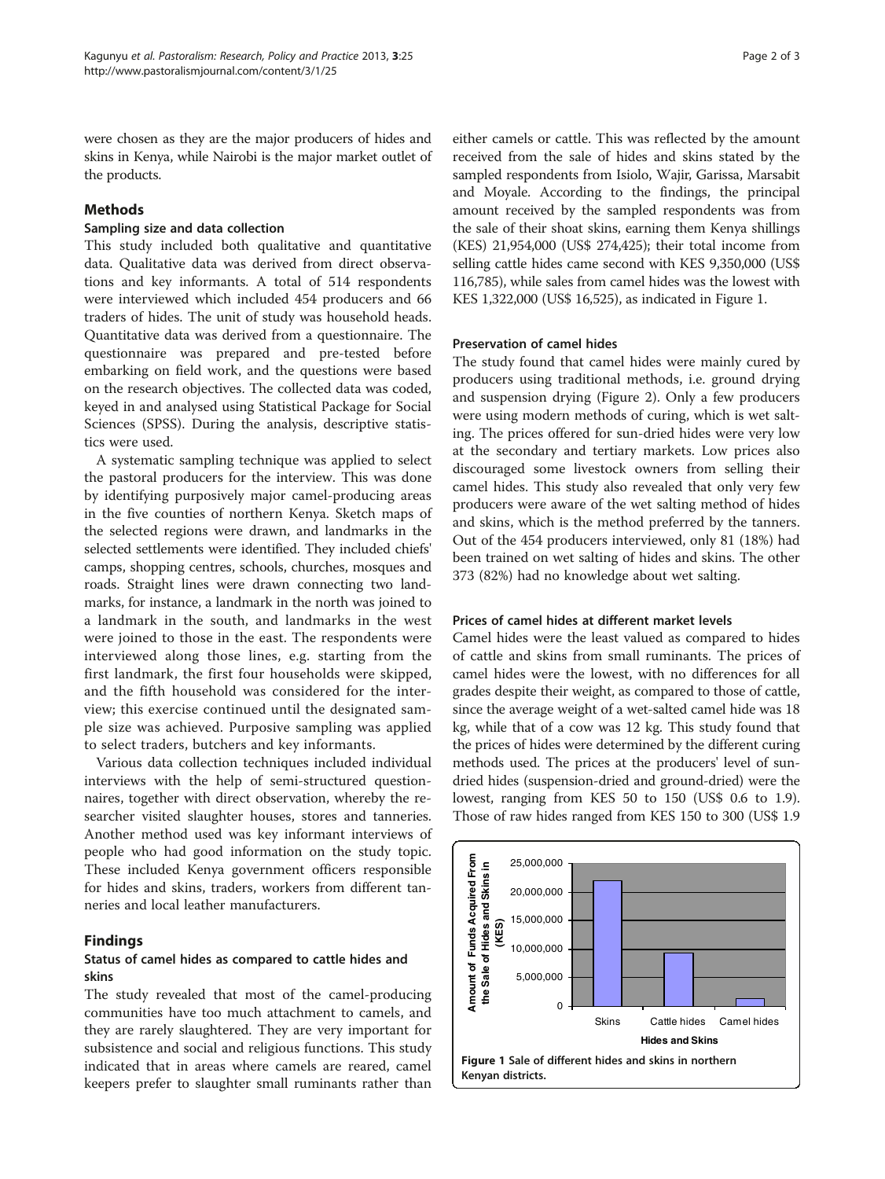were chosen as they are the major producers of hides and skins in Kenya, while Nairobi is the major market outlet of the products.

## Methods

### Sampling size and data collection

This study included both qualitative and quantitative data. Qualitative data was derived from direct observations and key informants. A total of 514 respondents were interviewed which included 454 producers and 66 traders of hides. The unit of study was household heads. Quantitative data was derived from a questionnaire. The questionnaire was prepared and pre-tested before embarking on field work, and the questions were based on the research objectives. The collected data was coded, keyed in and analysed using Statistical Package for Social Sciences (SPSS). During the analysis, descriptive statistics were used.

A systematic sampling technique was applied to select the pastoral producers for the interview. This was done by identifying purposively major camel-producing areas in the five counties of northern Kenya. Sketch maps of the selected regions were drawn, and landmarks in the selected settlements were identified. They included chiefs' camps, shopping centres, schools, churches, mosques and roads. Straight lines were drawn connecting two landmarks, for instance, a landmark in the north was joined to a landmark in the south, and landmarks in the west were joined to those in the east. The respondents were interviewed along those lines, e.g. starting from the first landmark, the first four households were skipped, and the fifth household was considered for the interview; this exercise continued until the designated sample size was achieved. Purposive sampling was applied to select traders, butchers and key informants.

Various data collection techniques included individual interviews with the help of semi-structured questionnaires, together with direct observation, whereby the researcher visited slaughter houses, stores and tanneries. Another method used was key informant interviews of people who had good information on the study topic. These included Kenya government officers responsible for hides and skins, traders, workers from different tanneries and local leather manufacturers.

## Findings

### Status of camel hides as compared to cattle hides and skins

The study revealed that most of the camel-producing communities have too much attachment to camels, and they are rarely slaughtered. They are very important for subsistence and social and religious functions. This study indicated that in areas where camels are reared, camel keepers prefer to slaughter small ruminants rather than either camels or cattle. This was reflected by the amount received from the sale of hides and skins stated by the sampled respondents from Isiolo, Wajir, Garissa, Marsabit and Moyale. According to the findings, the principal amount received by the sampled respondents was from the sale of their shoat skins, earning them Kenya shillings (KES) 21,954,000 (US$ 274,425); their total income from selling cattle hides came second with KES 9,350,000 (US$ 116,785), while sales from camel hides was the lowest with KES 1,322,000 (US$ 16,525), as indicated in Figure 1.

### Preservation of camel hides

The study found that camel hides were mainly cured by producers using traditional methods, i.e. ground drying and suspension drying (Figure 2). Only a few producers were using modern methods of curing, which is wet salting. The prices offered for sun-dried hides were very low at the secondary and tertiary markets. Low prices also discouraged some livestock owners from selling their camel hides. This study also revealed that only very few producers were aware of the wet salting method of hides and skins, which is the method preferred by the tanners. Out of the 454 producers interviewed, only 81 (18%) had been trained on wet salting of hides and skins. The other 373 (82%) had no knowledge about wet salting.

### Prices of camel hides at different market levels

Camel hides were the least valued as compared to hides of cattle and skins from small ruminants. The prices of camel hides were the lowest, with no differences for all grades despite their weight, as compared to those of cattle, since the average weight of a wet-salted camel hide was 18 kg, while that of a cow was 12 kg. This study found that the prices of hides were determined by the different curing methods used. The prices at the producers' level of sun-dried hides (suspension-dried and ground-dried) were the lowest, ranging from KES 50 to 150 (US$ 0.6 to 1.9). Those of raw hides ranged from KES 150 to 300 (US$ 1.9

**Figure 1** Sale of different hides and skins in northern Kenyan districts.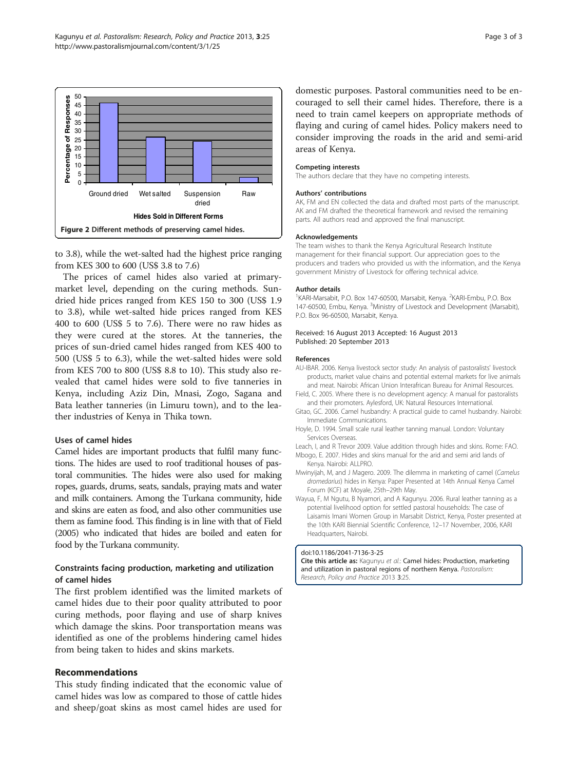Percentage of Responses

50
45
40
35
30
25
20
15
10
5
0

Ground dried

Wet salted

Suspension dried

Raw

Hides Sold in Different Forms

**Figure 2** Different methods of preserving camel hides.

to 3.8), while the wet-salted had the highest price ranging from KES 300 to 600 (US$ 3.8 to 7.6)

The prices of camel hides also varied at primary-market level, depending on the curing methods. Sun-dried hide prices ranged from KES 150 to 300 (US$ 1.9 to 3.8), while wet-salted hide prices ranged from KES 400 to 600 (US$ 5 to 7.6). There were no raw hides as they were cured at the stores. At the tanneries, the prices of sun-dried camel hides ranged from KES 400 to 500 (US$ 5 to 6.3), while the wet-salted hides were sold from KES 700 to 800 (US$ 8.8 to 10). This study also revealed that camel hides were sold to five tanneries in Kenya, including Aziz Din, Mnasi, Zogo, Sagana and Bata leather tanneries (in Limuru town), and to the leather industries of Kenya in Thika town.

### Uses of camel hides

Camel hides are important products that fulfil many functions. The hides are used to roof traditional houses of pastoral communities. The hides were also used for making ropes, guards, drums, seats, sandals, praying mats and water and milk containers. Among the Turkana community, hide and skins are eaten as food, and also other communities use them as famine food. This finding is in line with that of Field (2005) who indicated that hides are boiled and eaten for food by the Turkana community.

### Constraints facing production, marketing and utilization of camel hides

The first problem identified was the limited markets of camel hides due to their poor quality attributed to poor curing methods, poor flaying and use of sharp knives which damage the skins. Poor transportation means was identified as one of the problems hindering camel hides from being taken to hides and skins markets.

## Recommendations

This study finding indicated that the economic value of camel hides was low as compared to those of cattle hides and sheep/goat skins as most camel hides are used for domestic purposes. Pastoral communities need to be encouraged to sell their camel hides. Therefore, there is a need to train camel keepers on appropriate methods of flaying and curing of camel hides. Policy makers need to consider improving the roads in the arid and semi-arid areas of Kenya.

#### Competing interests

The authors declare that they have no competing interests.

#### Authors' contributions

AK, FM and EN collected the data and drafted most parts of the manuscript. AK and FM drafted the theoretical framework and revised the remaining parts. All authors read and approved the final manuscript.

#### Acknowledgements

The team wishes to thank the Kenya Agricultural Research Institute management for their financial support. Our appreciation goes to the producers and traders who provided us with the information, and the Kenya government Ministry of Livestock for offering technical advice.

#### Author details

[1]KARI-Marsabit, P.O. Box 147-60500, Marsabit, Kenya. [2]KARI-Embu, P.O. Box 147-60500, Embu, Kenya. [3]Ministry of Livestock and Development (Marsabit), P.O. Box 96-60500, Marsabit, Kenya.

Received: 16 August 2013 Accepted: 16 August 2013
Published: 20 September 2013

#### References

AU-IBAR. 2006. Kenya livestock sector study: An analysis of pastoralists' livestock products, market value chains and potential external markets for live animals and meat. Nairobi: African Union Interafrican Bureau for Animal Resources.

Field, C. 2005. Where there is no development agency: A manual for pastoralists and their promoters. Aylesford, UK: Natural Resources International.

Gitao, GC. 2006. Camel husbandry: A practical guide to camel husbandry. Nairobi: Immediate Communications.

Hoyle, D. 1994. Small scale rural leather tanning manual. London: Voluntary Services Overseas.

Leach, I, and R Trevor 2009. Value addition through hides and skins. Rome: FAO.

Mbogo, E. 2007. Hides and skins manual for the arid and semi arid lands of Kenya. Nairobi: ALLPRO.

Mwinyijah, M, and J Magero. 2009. The dilemma in marketing of camel (*Camelus dromedarius*) hides in Kenya: Paper Presented at 14th Annual Kenya Camel Forum (KCF) at Moyale, 25th–29th May.

Wayua, F, M Ngutu, B Nyamori, and A Kagunyu. 2006. Rural leather tanning as a potential livelihood option for settled pastoral households: The case of Laisamis Imani Women Group in Marsabit District, Kenya, Poster presented at the 10th KARI Biennial Scientific Conference, 12–17 November, 2006, KARI Headquarters, Nairobi.

doi:10.1186/2041-7136-3-25

**Cite this article as:** Kagunyu *et al.*: Camel hides: Production, marketing and utilization in pastoral regions of northern Kenya. *Pastoralism: Research, Policy and Practice* 2013 **3**:25.